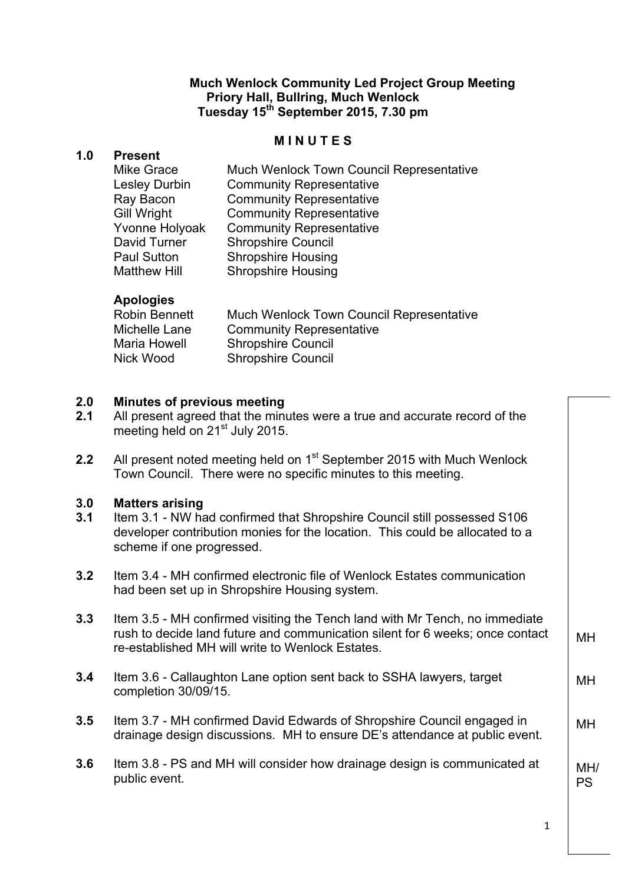**Much Wenlock Community Led Project Group Meeting**
**Priory Hall, Bullring, Much Wenlock**
**Tuesday 15th September 2015, 7.30 pm**

## M I N U T E S

### 1.0 Present

| | |
|---|---|
| Mike Grace | Much Wenlock Town Council Representative |
| Lesley Durbin | Community Representative |
| Ray Bacon | Community Representative |
| Gill Wright | Community Representative |
| Yvonne Holyoak | Community Representative |
| David Turner | Shropshire Council |
| Paul Sutton | Shropshire Housing |
| Matthew Hill | Shropshire Housing |

**Apologies**

| | |
|---|---|
| Robin Bennett | Much Wenlock Town Council Representative |
| Michelle Lane | Community Representative |
| Maria Howell | Shropshire Council |
| Nick Wood | Shropshire Council |

### 2.0 Minutes of previous meeting

**2.1** All present agreed that the minutes were a true and accurate record of the meeting held on 21st July 2015.

**2.2** All present noted meeting held on 1st September 2015 with Much Wenlock Town Council. There were no specific minutes to this meeting.

### 3.0 Matters arising

**3.1** Item 3.1 - NW had confirmed that Shropshire Council still possessed S106 developer contribution monies for the location. This could be allocated to a scheme if one progressed.

**3.2** Item 3.4 - MH confirmed electronic file of Wenlock Estates communication had been set up in Shropshire Housing system.

**3.3** Item 3.5 - MH confirmed visiting the Tench land with Mr Tench, no immediate rush to decide land future and communication silent for 6 weeks; once contact re-established MH will write to Wenlock Estates. — **MH**

**3.4** Item 3.6 - Callaughton Lane option sent back to SSHA lawyers, target completion 30/09/15. — **MH**

**3.5** Item 3.7 - MH confirmed David Edwards of Shropshire Council engaged in drainage design discussions. MH to ensure DE's attendance at public event. — **MH**

**3.6** Item 3.8 - PS and MH will consider how drainage design is communicated at public event. — **MH/PS**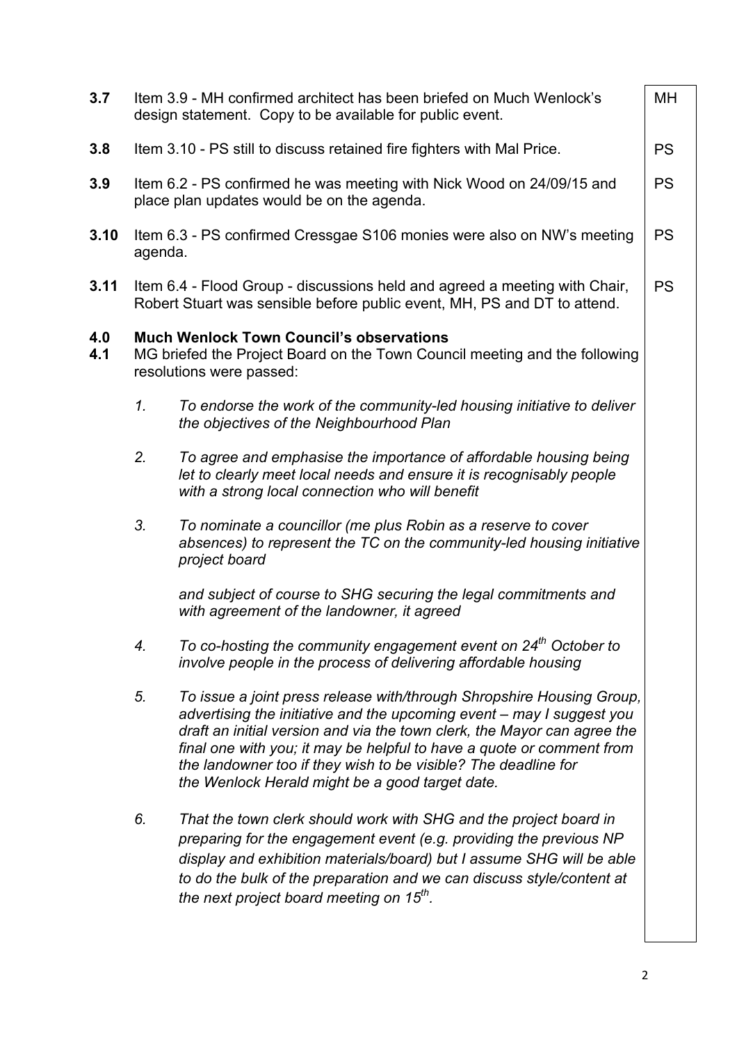| | | |
|---|---|---|
| **3.7** | Item 3.9 - MH confirmed architect has been briefed on Much Wenlock's design statement. Copy to be available for public event. | MH |
| **3.8** | Item 3.10 - PS still to discuss retained fire fighters with Mal Price. | PS |
| **3.9** | Item 6.2 - PS confirmed he was meeting with Nick Wood on 24/09/15 and place plan updates would be on the agenda. | PS |
| **3.10** | Item 6.3 - PS confirmed Cressgae S106 monies were also on NW's meeting agenda. | PS |
| **3.11** | Item 6.4 - Flood Group - discussions held and agreed a meeting with Chair, Robert Stuart was sensible before public event, MH, PS and DT to attend. | PS |

**4.0 Much Wenlock Town Council's observations**

**4.1** MG briefed the Project Board on the Town Council meeting and the following resolutions were passed:

1. *To endorse the work of the community-led housing initiative to deliver the objectives of the Neighbourhood Plan*

2. *To agree and emphasise the importance of affordable housing being let to clearly meet local needs and ensure it is recognisably people with a strong local connection who will benefit*

3. *To nominate a councillor (me plus Robin as a reserve to cover absences) to represent the TC on the community-led housing initiative project board*

   *and subject of course to SHG securing the legal commitments and with agreement of the landowner, it agreed*

4. *To co-hosting the community engagement event on 24th October to involve people in the process of delivering affordable housing*

5. *To issue a joint press release with/through Shropshire Housing Group, advertising the initiative and the upcoming event – may I suggest you draft an initial version and via the town clerk, the Mayor can agree the final one with you; it may be helpful to have a quote or comment from the landowner too if they wish to be visible? The deadline for the Wenlock Herald might be a good target date.*

6. *That the town clerk should work with SHG and the project board in preparing for the engagement event (e.g. providing the previous NP display and exhibition materials/board) but I assume SHG will be able to do the bulk of the preparation and we can discuss style/content at the next project board meeting on 15th.*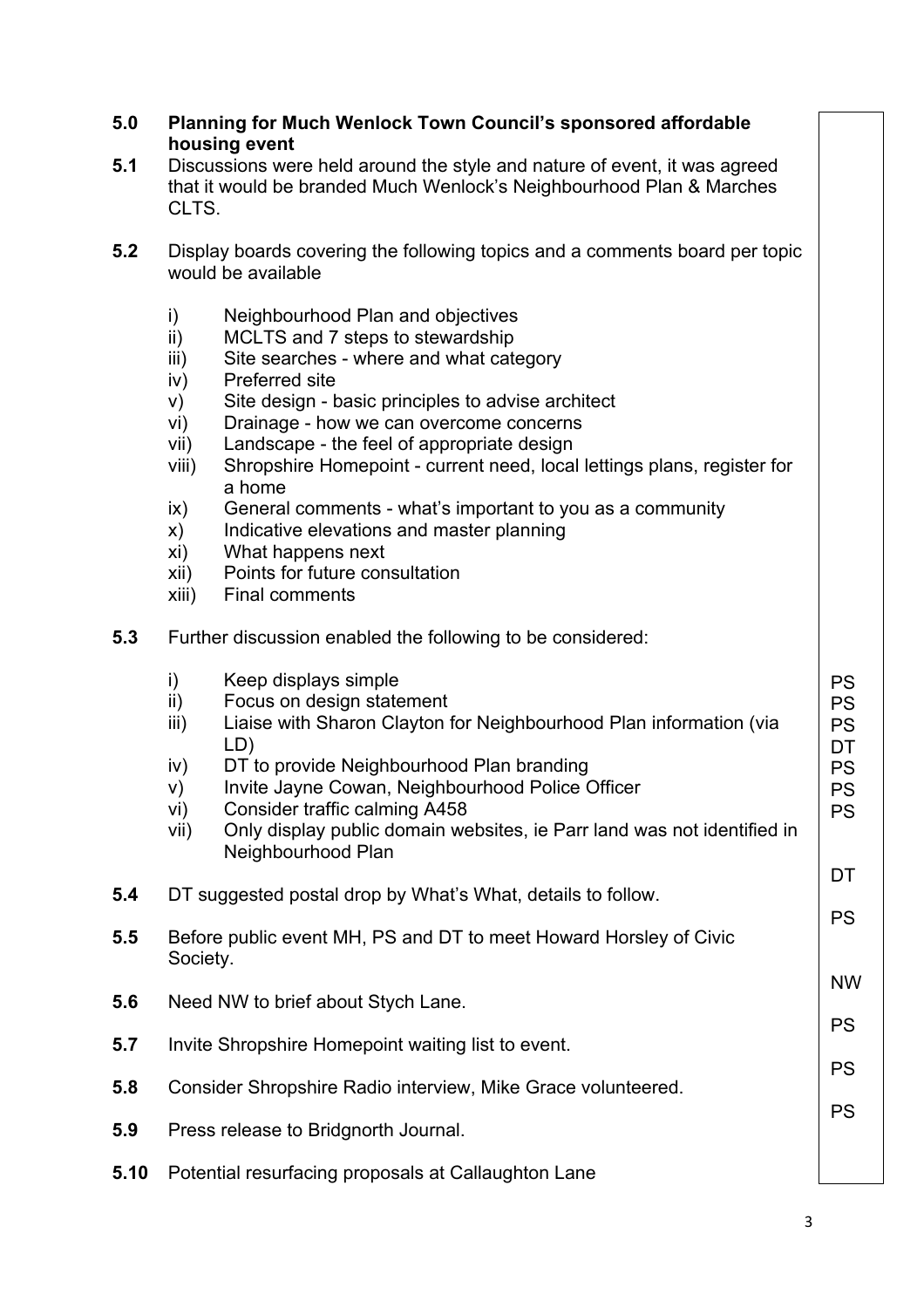**5.0 Planning for Much Wenlock Town Council's sponsored affordable housing event**

**5.1** Discussions were held around the style and nature of event, it was agreed that it would be branded Much Wenlock's Neighbourhood Plan & Marches CLTS.

**5.2** Display boards covering the following topics and a comments board per topic would be available

- i) Neighbourhood Plan and objectives
- ii) MCLTS and 7 steps to stewardship
- iii) Site searches - where and what category
- iv) Preferred site
- v) Site design - basic principles to advise architect
- vi) Drainage - how we can overcome concerns
- vii) Landscape - the feel of appropriate design
- viii) Shropshire Homepoint - current need, local lettings plans, register for a home
- ix) General comments - what's important to you as a community
- x) Indicative elevations and master planning
- xi) What happens next
- xii) Points for future consultation
- xiii) Final comments

**5.3** Further discussion enabled the following to be considered:

- i) Keep displays simple — PS
- ii) Focus on design statement — PS
- iii) Liaise with Sharon Clayton for Neighbourhood Plan information (via LD) — PS
- iv) DT to provide Neighbourhood Plan branding — DT
- v) Invite Jayne Cowan, Neighbourhood Police Officer — PS
- vi) Consider traffic calming A458 — PS
- vii) Only display public domain websites, ie Parr land was not identified in Neighbourhood Plan — PS

**5.4** DT suggested postal drop by What's What, details to follow. — DT

**5.5** Before public event MH, PS and DT to meet Howard Horsley of Civic Society. — PS

**5.6** Need NW to brief about Stych Lane. — NW

**5.7** Invite Shropshire Homepoint waiting list to event. — PS

**5.8** Consider Shropshire Radio interview, Mike Grace volunteered. — PS

**5.9** Press release to Bridgnorth Journal. — PS

**5.10** Potential resurfacing proposals at Callaughton Lane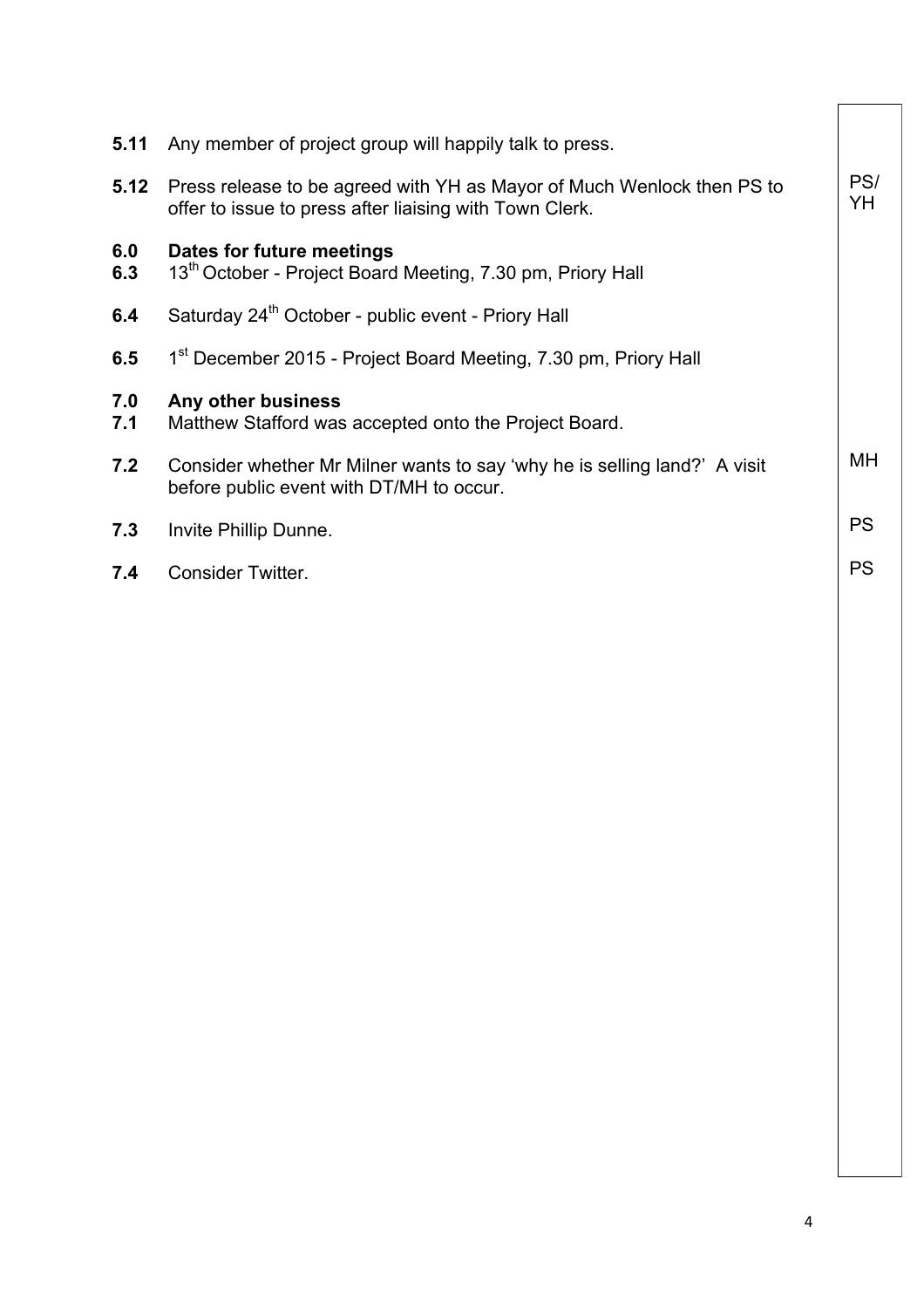| | | |
|---|---|---|
| **5.11** | Any member of project group will happily talk to press. | |
| **5.12** | Press release to be agreed with YH as Mayor of Much Wenlock then PS to offer to issue to press after liaising with Town Clerk. | PS/ YH |
| **6.0** | **Dates for future meetings** | |
| **6.3** | 13th October - Project Board Meeting, 7.30 pm, Priory Hall | |
| **6.4** | Saturday 24th October - public event - Priory Hall | |
| **6.5** | 1st December 2015 - Project Board Meeting, 7.30 pm, Priory Hall | |
| **7.0** | **Any other business** | |
| **7.1** | Matthew Stafford was accepted onto the Project Board. | |
| **7.2** | Consider whether Mr Milner wants to say 'why he is selling land?' A visit before public event with DT/MH to occur. | MH |
| **7.3** | Invite Phillip Dunne. | PS |
| **7.4** | Consider Twitter. | PS |